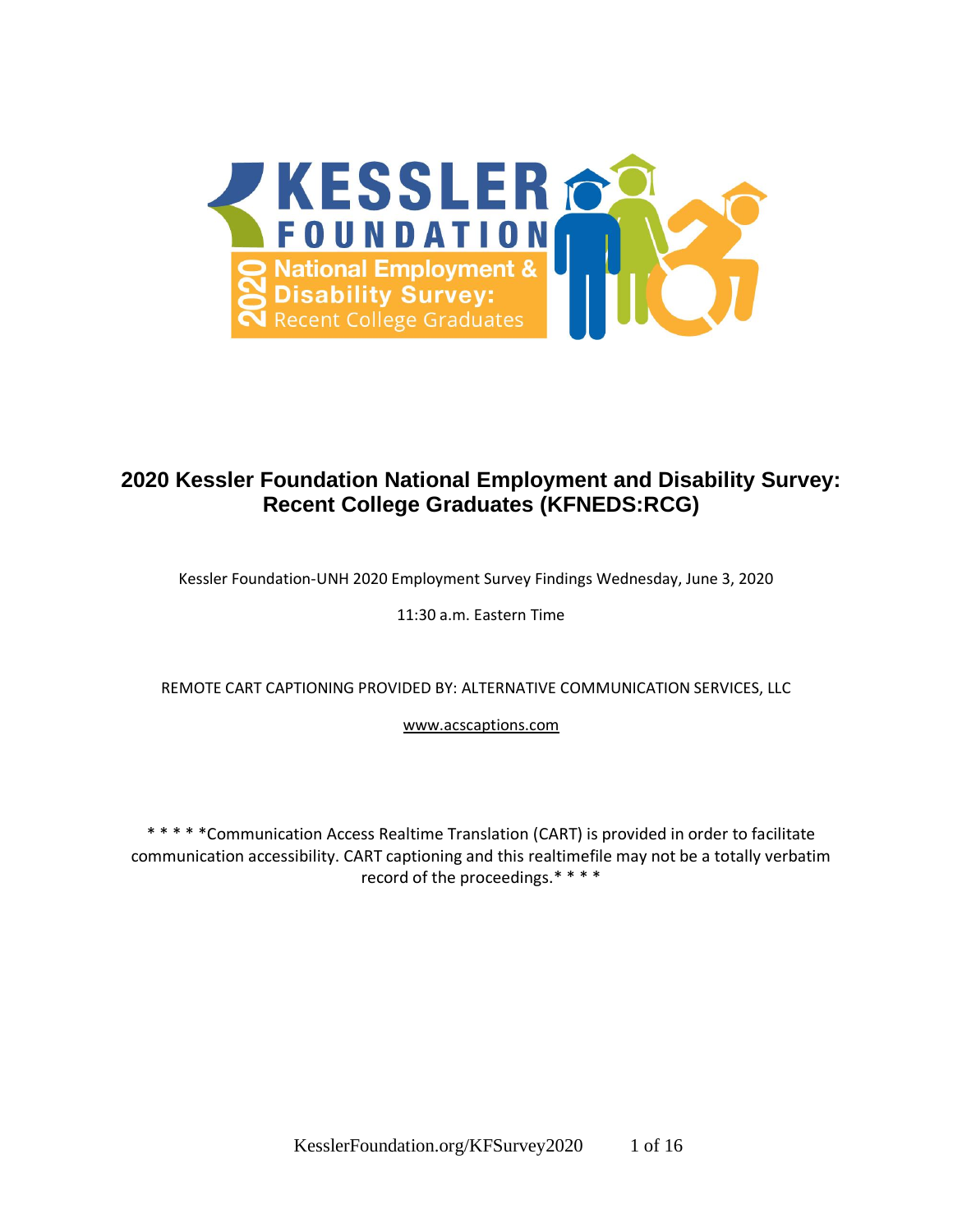# 2020 Kessler Foundation National Employment and Disability Survey: Recent College Graduates (KFNEDS:RCG)

Kessler Foundation-UNH 2020 Employment Survey Findings Wednesday, June 3, 2020

11:30 a.m. Eastern Time

REMOTE CART CAPTIONING PROVIDED BY: ALTERNATIVE COMMUNICATION SERVICES, LLC

www.acscaptions.com

* * * * *Communication Access Realtime Translation (CART) is provided in order to facilitate communication accessibility. CART captioning and this realtimefile may not be a totally verbatim record of the proceedings.* * * *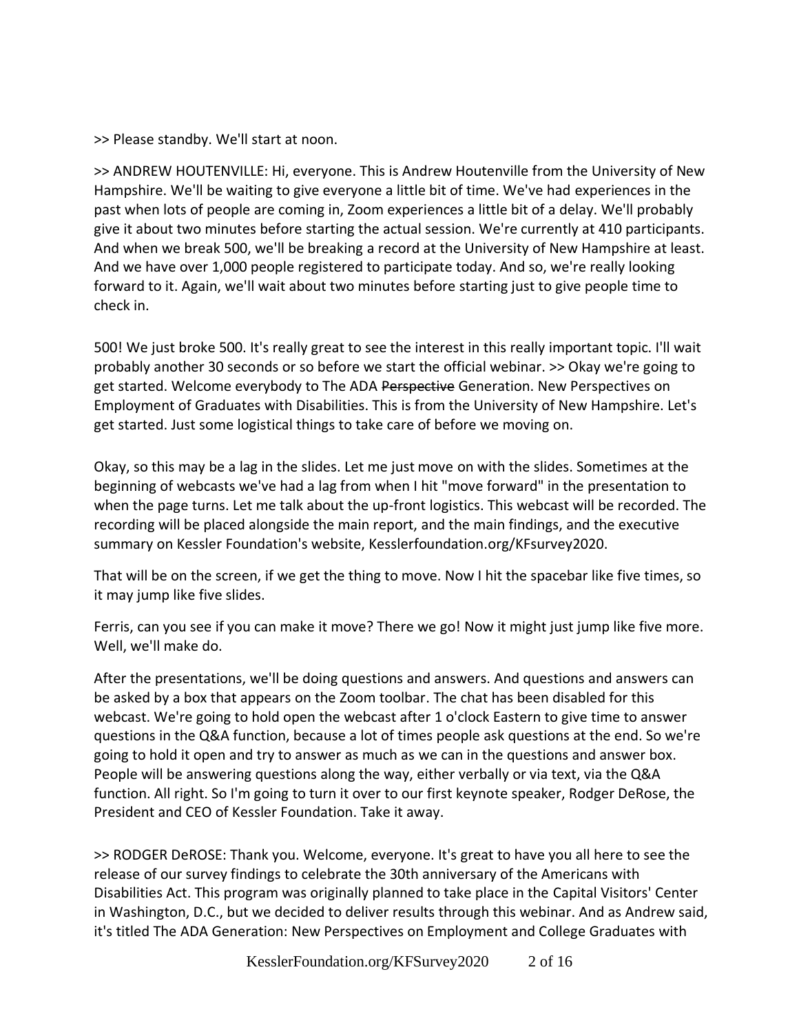>> Please standby. We'll start at noon.

>> ANDREW HOUTENVILLE: Hi, everyone. This is Andrew Houtenville from the University of New Hampshire. We'll be waiting to give everyone a little bit of time. We've had experiences in the past when lots of people are coming in, Zoom experiences a little bit of a delay. We'll probably give it about two minutes before starting the actual session. We're currently at 410 participants. And when we break 500, we'll be breaking a record at the University of New Hampshire at least. And we have over 1,000 people registered to participate today. And so, we're really looking forward to it. Again, we'll wait about two minutes before starting just to give people time to check in.

500! We just broke 500. It's really great to see the interest in this really important topic. I'll wait probably another 30 seconds or so before we start the official webinar. >> Okay we're going to get started. Welcome everybody to The ADA ~~Perspective~~ Generation. New Perspectives on Employment of Graduates with Disabilities. This is from the University of New Hampshire. Let's get started. Just some logistical things to take care of before we moving on.

Okay, so this may be a lag in the slides. Let me just move on with the slides. Sometimes at the beginning of webcasts we've had a lag from when I hit "move forward" in the presentation to when the page turns. Let me talk about the up-front logistics. This webcast will be recorded. The recording will be placed alongside the main report, and the main findings, and the executive summary on Kessler Foundation's website, Kesslerfoundation.org/KFsurvey2020.

That will be on the screen, if we get the thing to move. Now I hit the spacebar like five times, so it may jump like five slides.

Ferris, can you see if you can make it move? There we go! Now it might just jump like five more. Well, we'll make do.

After the presentations, we'll be doing questions and answers. And questions and answers can be asked by a box that appears on the Zoom toolbar. The chat has been disabled for this webcast. We're going to hold open the webcast after 1 o'clock Eastern to give time to answer questions in the Q&A function, because a lot of times people ask questions at the end. So we're going to hold it open and try to answer as much as we can in the questions and answer box. People will be answering questions along the way, either verbally or via text, via the Q&A function. All right. So I'm going to turn it over to our first keynote speaker, Rodger DeRose, the President and CEO of Kessler Foundation. Take it away.

>> RODGER DeROSE: Thank you. Welcome, everyone. It's great to have you all here to see the release of our survey findings to celebrate the 30th anniversary of the Americans with Disabilities Act. This program was originally planned to take place in the Capital Visitors' Center in Washington, D.C., but we decided to deliver results through this webinar. And as Andrew said, it's titled The ADA Generation: New Perspectives on Employment and College Graduates with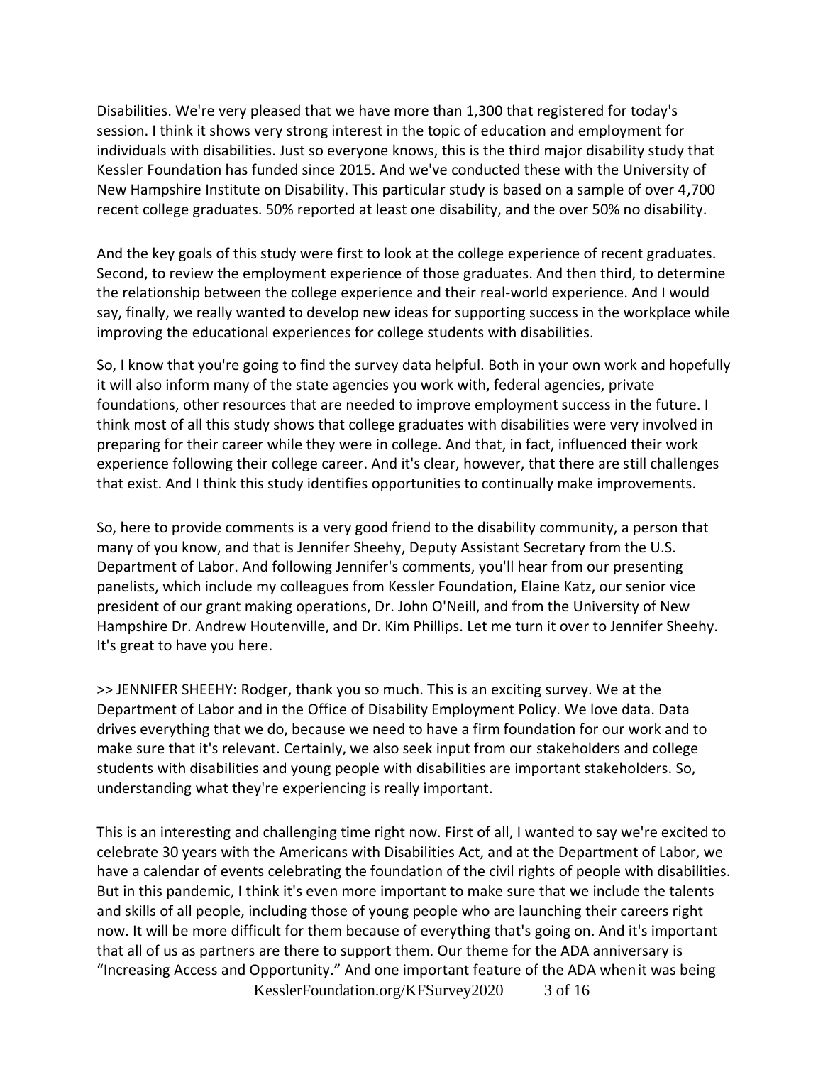Disabilities. We're very pleased that we have more than 1,300 that registered for today's session. I think it shows very strong interest in the topic of education and employment for individuals with disabilities. Just so everyone knows, this is the third major disability study that Kessler Foundation has funded since 2015. And we've conducted these with the University of New Hampshire Institute on Disability. This particular study is based on a sample of over 4,700 recent college graduates. 50% reported at least one disability, and the over 50% no disability.

And the key goals of this study were first to look at the college experience of recent graduates. Second, to review the employment experience of those graduates. And then third, to determine the relationship between the college experience and their real-world experience. And I would say, finally, we really wanted to develop new ideas for supporting success in the workplace while improving the educational experiences for college students with disabilities.

So, I know that you're going to find the survey data helpful. Both in your own work and hopefully it will also inform many of the state agencies you work with, federal agencies, private foundations, other resources that are needed to improve employment success in the future. I think most of all this study shows that college graduates with disabilities were very involved in preparing for their career while they were in college. And that, in fact, influenced their work experience following their college career. And it's clear, however, that there are still challenges that exist. And I think this study identifies opportunities to continually make improvements.

So, here to provide comments is a very good friend to the disability community, a person that many of you know, and that is Jennifer Sheehy, Deputy Assistant Secretary from the U.S. Department of Labor. And following Jennifer's comments, you'll hear from our presenting panelists, which include my colleagues from Kessler Foundation, Elaine Katz, our senior vice president of our grant making operations, Dr. John O'Neill, and from the University of New Hampshire Dr. Andrew Houtenville, and Dr. Kim Phillips. Let me turn it over to Jennifer Sheehy. It's great to have you here.

>> JENNIFER SHEEHY: Rodger, thank you so much. This is an exciting survey. We at the Department of Labor and in the Office of Disability Employment Policy. We love data. Data drives everything that we do, because we need to have a firm foundation for our work and to make sure that it's relevant. Certainly, we also seek input from our stakeholders and college students with disabilities and young people with disabilities are important stakeholders. So, understanding what they're experiencing is really important.

This is an interesting and challenging time right now. First of all, I wanted to say we're excited to celebrate 30 years with the Americans with Disabilities Act, and at the Department of Labor, we have a calendar of events celebrating the foundation of the civil rights of people with disabilities. But in this pandemic, I think it's even more important to make sure that we include the talents and skills of all people, including those of young people who are launching their careers right now. It will be more difficult for them because of everything that's going on. And it's important that all of us as partners are there to support them. Our theme for the ADA anniversary is "Increasing Access and Opportunity." And one important feature of the ADA when it was being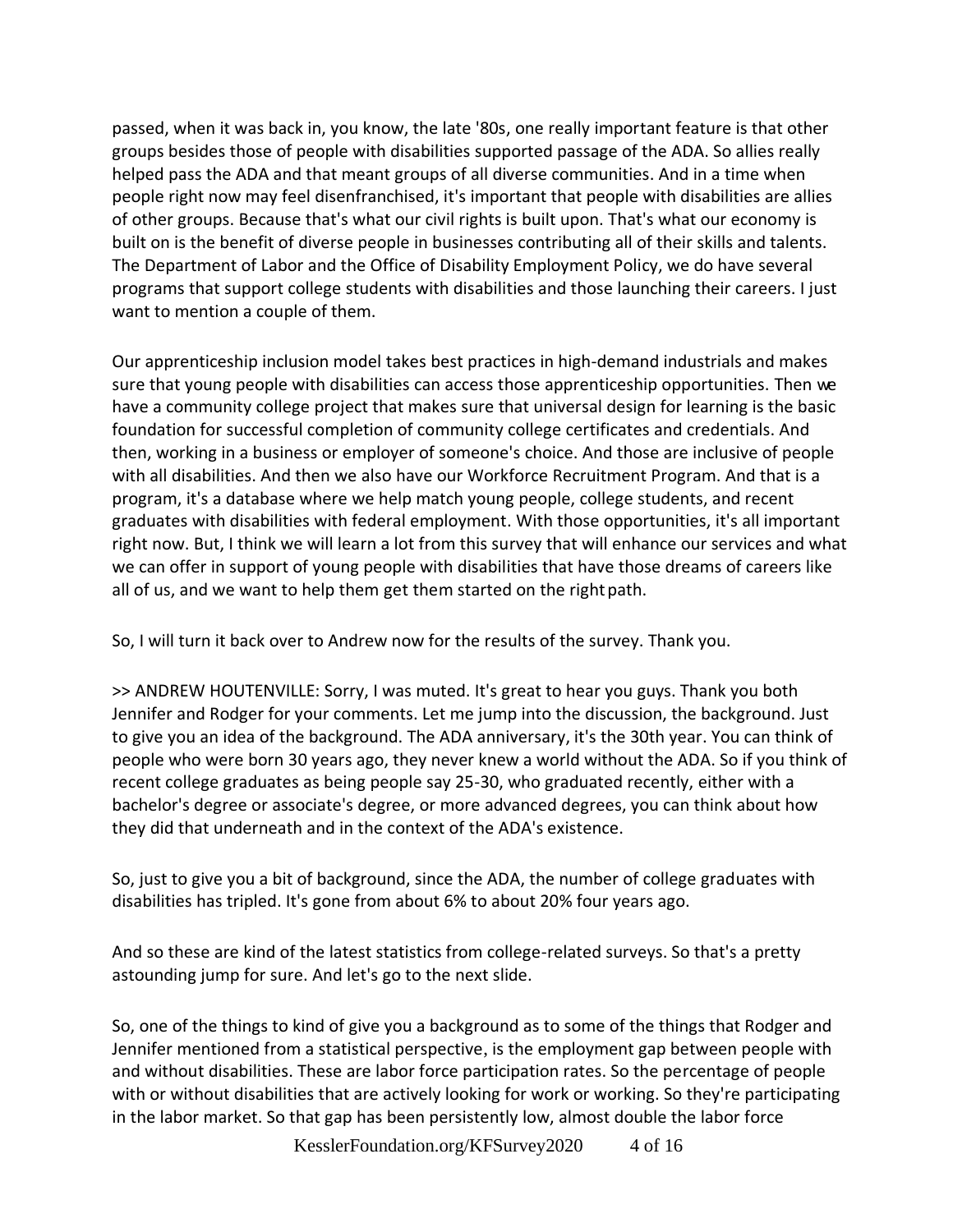passed, when it was back in, you know, the late '80s, one really important feature is that other groups besides those of people with disabilities supported passage of the ADA. So allies really helped pass the ADA and that meant groups of all diverse communities. And in a time when people right now may feel disenfranchised, it's important that people with disabilities are allies of other groups. Because that's what our civil rights is built upon. That's what our economy is built on is the benefit of diverse people in businesses contributing all of their skills and talents. The Department of Labor and the Office of Disability Employment Policy, we do have several programs that support college students with disabilities and those launching their careers. I just want to mention a couple of them.

Our apprenticeship inclusion model takes best practices in high-demand industrials and makes sure that young people with disabilities can access those apprenticeship opportunities. Then we have a community college project that makes sure that universal design for learning is the basic foundation for successful completion of community college certificates and credentials. And then, working in a business or employer of someone's choice. And those are inclusive of people with all disabilities. And then we also have our Workforce Recruitment Program. And that is a program, it's a database where we help match young people, college students, and recent graduates with disabilities with federal employment. With those opportunities, it's all important right now. But, I think we will learn a lot from this survey that will enhance our services and what we can offer in support of young people with disabilities that have those dreams of careers like all of us, and we want to help them get them started on the right path.

So, I will turn it back over to Andrew now for the results of the survey. Thank you.

>> ANDREW HOUTENVILLE: Sorry, I was muted. It's great to hear you guys. Thank you both Jennifer and Rodger for your comments. Let me jump into the discussion, the background. Just to give you an idea of the background. The ADA anniversary, it's the 30th year. You can think of people who were born 30 years ago, they never knew a world without the ADA. So if you think of recent college graduates as being people say 25-30, who graduated recently, either with a bachelor's degree or associate's degree, or more advanced degrees, you can think about how they did that underneath and in the context of the ADA's existence.

So, just to give you a bit of background, since the ADA, the number of college graduates with disabilities has tripled. It's gone from about 6% to about 20% four years ago.

And so these are kind of the latest statistics from college-related surveys. So that's a pretty astounding jump for sure. And let's go to the next slide.

So, one of the things to kind of give you a background as to some of the things that Rodger and Jennifer mentioned from a statistical perspective, is the employment gap between people with and without disabilities. These are labor force participation rates. So the percentage of people with or without disabilities that are actively looking for work or working. So they're participating in the labor market. So that gap has been persistently low, almost double the labor force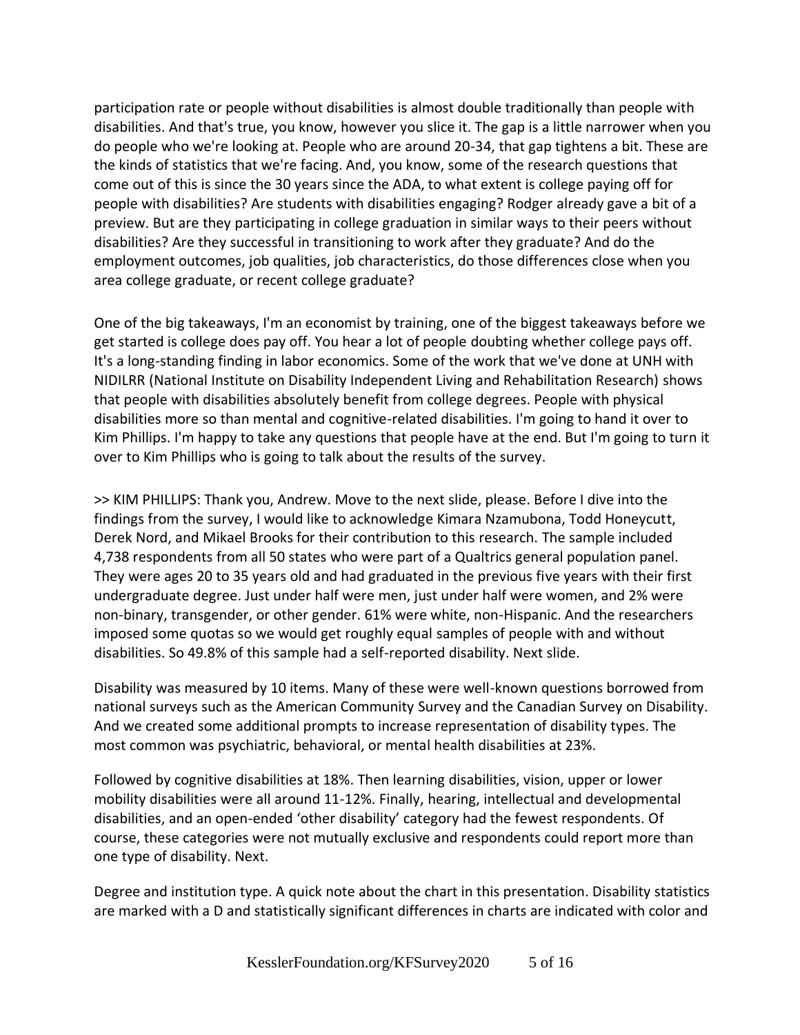participation rate or people without disabilities is almost double traditionally than people with disabilities. And that's true, you know, however you slice it. The gap is a little narrower when you do people who we're looking at. People who are around 20-34, that gap tightens a bit. These are the kinds of statistics that we're facing. And, you know, some of the research questions that come out of this is since the 30 years since the ADA, to what extent is college paying off for people with disabilities? Are students with disabilities engaging? Rodger already gave a bit of a preview. But are they participating in college graduation in similar ways to their peers without disabilities? Are they successful in transitioning to work after they graduate? And do the employment outcomes, job qualities, job characteristics, do those differences close when you area college graduate, or recent college graduate?

One of the big takeaways, I'm an economist by training, one of the biggest takeaways before we get started is college does pay off. You hear a lot of people doubting whether college pays off. It's a long-standing finding in labor economics. Some of the work that we've done at UNH with NIDILRR (National Institute on Disability Independent Living and Rehabilitation Research) shows that people with disabilities absolutely benefit from college degrees. People with physical disabilities more so than mental and cognitive-related disabilities. I'm going to hand it over to Kim Phillips. I'm happy to take any questions that people have at the end. But I'm going to turn it over to Kim Phillips who is going to talk about the results of the survey.

>> KIM PHILLIPS: Thank you, Andrew. Move to the next slide, please. Before I dive into the findings from the survey, I would like to acknowledge Kimara Nzamubona, Todd Honeycutt, Derek Nord, and Mikael Brooks for their contribution to this research. The sample included 4,738 respondents from all 50 states who were part of a Qualtrics general population panel. They were ages 20 to 35 years old and had graduated in the previous five years with their first undergraduate degree. Just under half were men, just under half were women, and 2% were non-binary, transgender, or other gender. 61% were white, non-Hispanic. And the researchers imposed some quotas so we would get roughly equal samples of people with and without disabilities. So 49.8% of this sample had a self-reported disability. Next slide.

Disability was measured by 10 items. Many of these were well-known questions borrowed from national surveys such as the American Community Survey and the Canadian Survey on Disability. And we created some additional prompts to increase representation of disability types. The most common was psychiatric, behavioral, or mental health disabilities at 23%.

Followed by cognitive disabilities at 18%. Then learning disabilities, vision, upper or lower mobility disabilities were all around 11-12%. Finally, hearing, intellectual and developmental disabilities, and an open-ended 'other disability' category had the fewest respondents. Of course, these categories were not mutually exclusive and respondents could report more than one type of disability. Next.

Degree and institution type. A quick note about the chart in this presentation. Disability statistics are marked with a D and statistically significant differences in charts are indicated with color and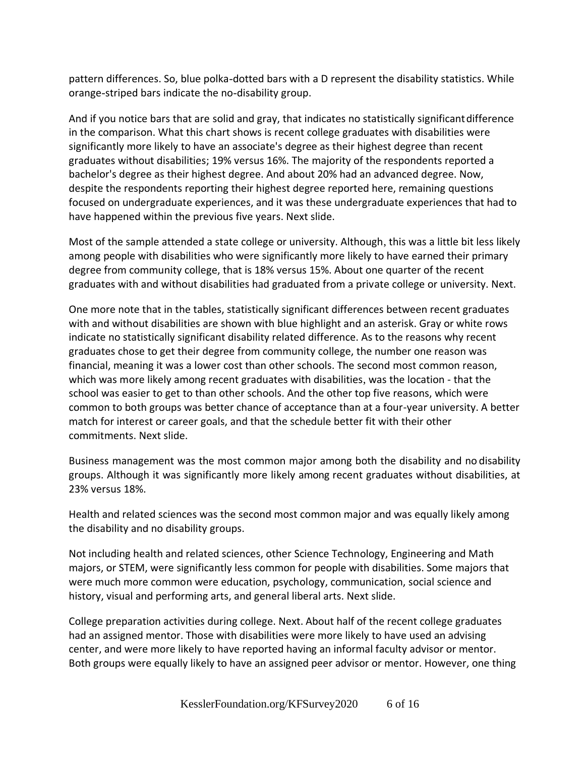pattern differences. So, blue polka-dotted bars with a D represent the disability statistics. While orange-striped bars indicate the no-disability group.

And if you notice bars that are solid and gray, that indicates no statistically significant difference in the comparison. What this chart shows is recent college graduates with disabilities were significantly more likely to have an associate's degree as their highest degree than recent graduates without disabilities; 19% versus 16%. The majority of the respondents reported a bachelor's degree as their highest degree. And about 20% had an advanced degree. Now, despite the respondents reporting their highest degree reported here, remaining questions focused on undergraduate experiences, and it was these undergraduate experiences that had to have happened within the previous five years. Next slide.

Most of the sample attended a state college or university. Although, this was a little bit less likely among people with disabilities who were significantly more likely to have earned their primary degree from community college, that is 18% versus 15%. About one quarter of the recent graduates with and without disabilities had graduated from a private college or university. Next.

One more note that in the tables, statistically significant differences between recent graduates with and without disabilities are shown with blue highlight and an asterisk. Gray or white rows indicate no statistically significant disability related difference. As to the reasons why recent graduates chose to get their degree from community college, the number one reason was financial, meaning it was a lower cost than other schools. The second most common reason, which was more likely among recent graduates with disabilities, was the location - that the school was easier to get to than other schools. And the other top five reasons, which were common to both groups was better chance of acceptance than at a four-year university. A better match for interest or career goals, and that the schedule better fit with their other commitments. Next slide.

Business management was the most common major among both the disability and no disability groups. Although it was significantly more likely among recent graduates without disabilities, at 23% versus 18%.

Health and related sciences was the second most common major and was equally likely among the disability and no disability groups.

Not including health and related sciences, other Science Technology, Engineering and Math majors, or STEM, were significantly less common for people with disabilities. Some majors that were much more common were education, psychology, communication, social science and history, visual and performing arts, and general liberal arts. Next slide.

College preparation activities during college. Next. About half of the recent college graduates had an assigned mentor. Those with disabilities were more likely to have used an advising center, and were more likely to have reported having an informal faculty advisor or mentor. Both groups were equally likely to have an assigned peer advisor or mentor. However, one thing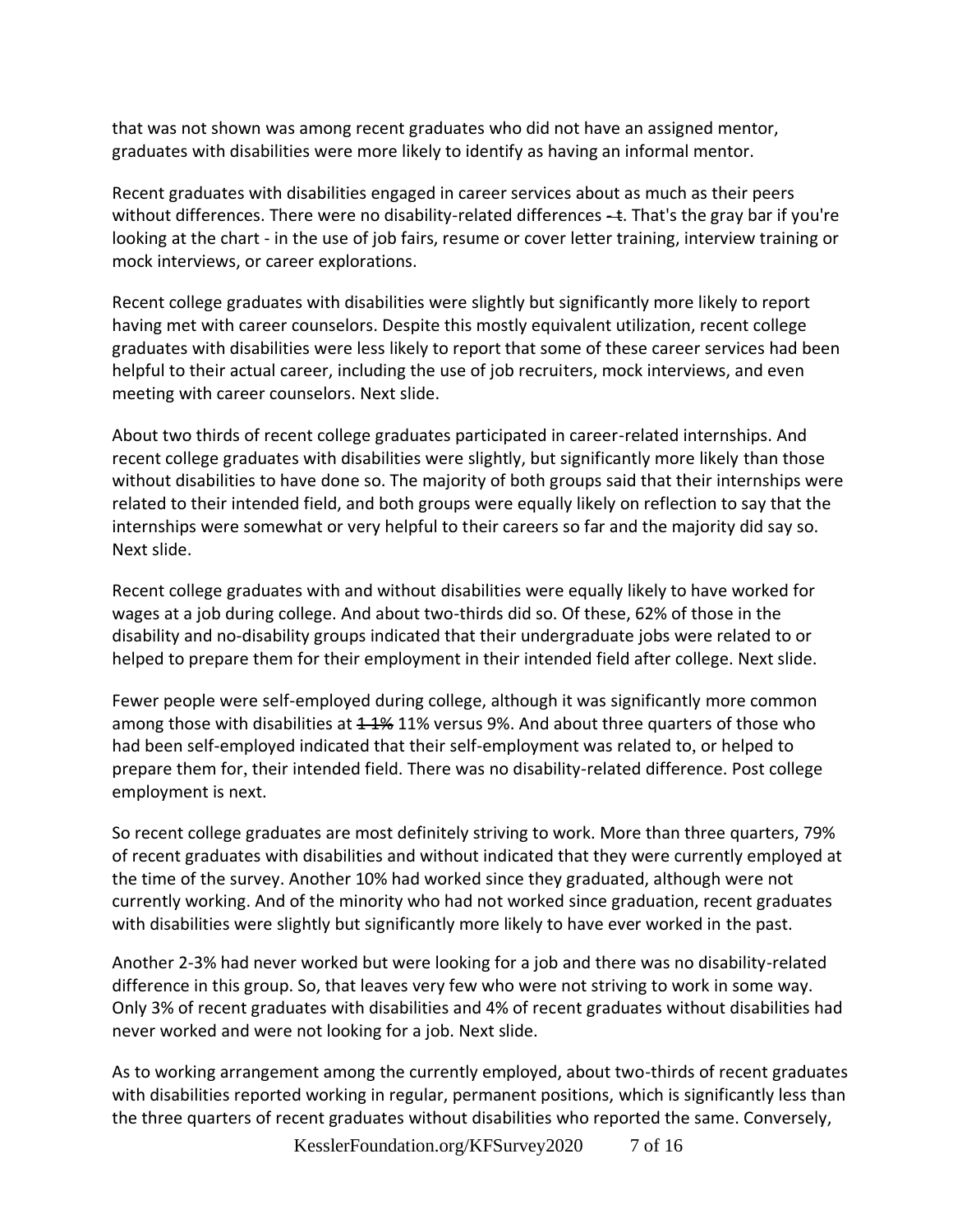that was not shown was among recent graduates who did not have an assigned mentor, graduates with disabilities were more likely to identify as having an informal mentor.

Recent graduates with disabilities engaged in career services about as much as their peers without differences. There were no disability-related differences ~~- t~~. That's the gray bar if you're looking at the chart - in the use of job fairs, resume or cover letter training, interview training or mock interviews, or career explorations.

Recent college graduates with disabilities were slightly but significantly more likely to report having met with career counselors. Despite this mostly equivalent utilization, recent college graduates with disabilities were less likely to report that some of these career services had been helpful to their actual career, including the use of job recruiters, mock interviews, and even meeting with career counselors. Next slide.

About two thirds of recent college graduates participated in career-related internships. And recent college graduates with disabilities were slightly, but significantly more likely than those without disabilities to have done so. The majority of both groups said that their internships were related to their intended field, and both groups were equally likely on reflection to say that the internships were somewhat or very helpful to their careers so far and the majority did say so. Next slide.

Recent college graduates with and without disabilities were equally likely to have worked for wages at a job during college. And about two-thirds did so. Of these, 62% of those in the disability and no-disability groups indicated that their undergraduate jobs were related to or helped to prepare them for their employment in their intended field after college. Next slide.

Fewer people were self-employed during college, although it was significantly more common among those with disabilities at ~~1 1%~~ 11% versus 9%. And about three quarters of those who had been self-employed indicated that their self-employment was related to, or helped to prepare them for, their intended field. There was no disability-related difference. Post college employment is next.

So recent college graduates are most definitely striving to work. More than three quarters, 79% of recent graduates with disabilities and without indicated that they were currently employed at the time of the survey. Another 10% had worked since they graduated, although were not currently working. And of the minority who had not worked since graduation, recent graduates with disabilities were slightly but significantly more likely to have ever worked in the past.

Another 2-3% had never worked but were looking for a job and there was no disability-related difference in this group. So, that leaves very few who were not striving to work in some way. Only 3% of recent graduates with disabilities and 4% of recent graduates without disabilities had never worked and were not looking for a job. Next slide.

As to working arrangement among the currently employed, about two-thirds of recent graduates with disabilities reported working in regular, permanent positions, which is significantly less than the three quarters of recent graduates without disabilities who reported the same. Conversely,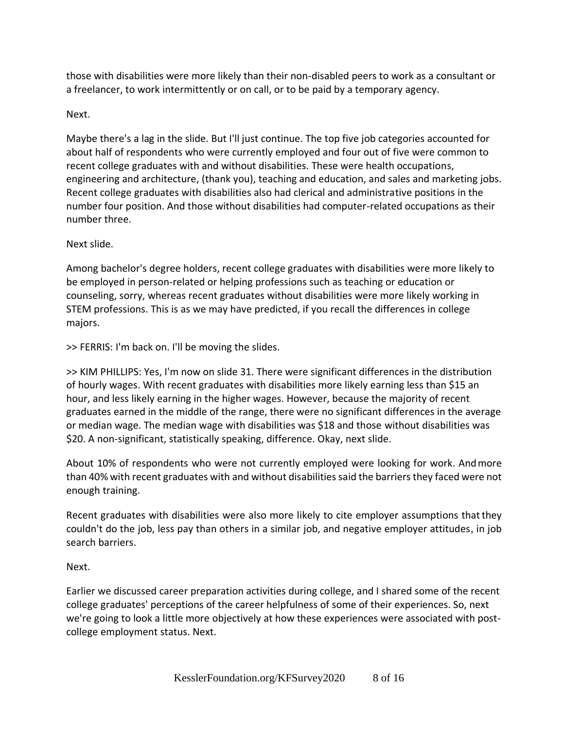those with disabilities were more likely than their non-disabled peers to work as a consultant or a freelancer, to work intermittently or on call, or to be paid by a temporary agency.

Next.

Maybe there's a lag in the slide. But I'll just continue. The top five job categories accounted for about half of respondents who were currently employed and four out of five were common to recent college graduates with and without disabilities. These were health occupations, engineering and architecture, (thank you), teaching and education, and sales and marketing jobs. Recent college graduates with disabilities also had clerical and administrative positions in the number four position. And those without disabilities had computer-related occupations as their number three.

Next slide.

Among bachelor's degree holders, recent college graduates with disabilities were more likely to be employed in person-related or helping professions such as teaching or education or counseling, sorry, whereas recent graduates without disabilities were more likely working in STEM professions. This is as we may have predicted, if you recall the differences in college majors.

>> FERRIS: I'm back on. I'll be moving the slides.

>> KIM PHILLIPS: Yes, I'm now on slide 31. There were significant differences in the distribution of hourly wages. With recent graduates with disabilities more likely earning less than $15 an hour, and less likely earning in the higher wages. However, because the majority of recent graduates earned in the middle of the range, there were no significant differences in the average or median wage. The median wage with disabilities was $18 and those without disabilities was $20. A non-significant, statistically speaking, difference. Okay, next slide.

About 10% of respondents who were not currently employed were looking for work. And more than 40% with recent graduates with and without disabilities said the barriers they faced were not enough training.

Recent graduates with disabilities were also more likely to cite employer assumptions that they couldn't do the job, less pay than others in a similar job, and negative employer attitudes, in job search barriers.

Next.

Earlier we discussed career preparation activities during college, and I shared some of the recent college graduates' perceptions of the career helpfulness of some of their experiences. So, next we're going to look a little more objectively at how these experiences were associated with post-college employment status. Next.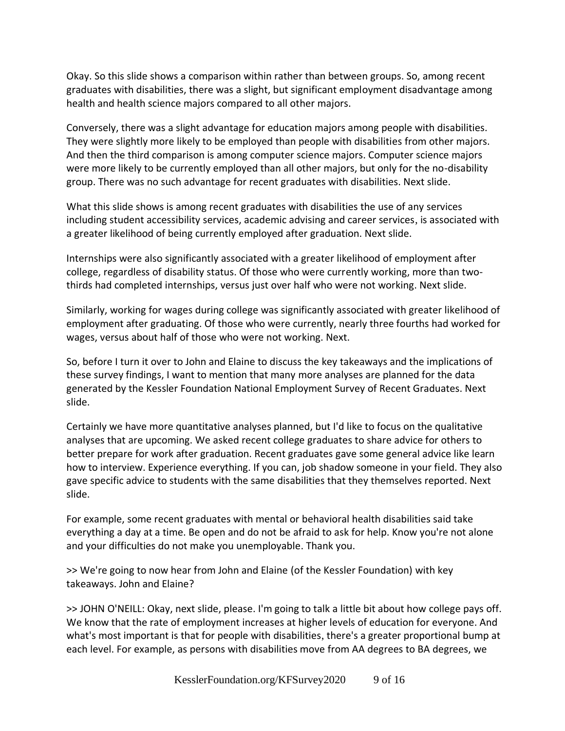Okay. So this slide shows a comparison within rather than between groups. So, among recent graduates with disabilities, there was a slight, but significant employment disadvantage among health and health science majors compared to all other majors.

Conversely, there was a slight advantage for education majors among people with disabilities. They were slightly more likely to be employed than people with disabilities from other majors. And then the third comparison is among computer science majors. Computer science majors were more likely to be currently employed than all other majors, but only for the no-disability group. There was no such advantage for recent graduates with disabilities. Next slide.

What this slide shows is among recent graduates with disabilities the use of any services including student accessibility services, academic advising and career services, is associated with a greater likelihood of being currently employed after graduation. Next slide.

Internships were also significantly associated with a greater likelihood of employment after college, regardless of disability status. Of those who were currently working, more than two-thirds had completed internships, versus just over half who were not working. Next slide.

Similarly, working for wages during college was significantly associated with greater likelihood of employment after graduating. Of those who were currently, nearly three fourths had worked for wages, versus about half of those who were not working. Next.

So, before I turn it over to John and Elaine to discuss the key takeaways and the implications of these survey findings, I want to mention that many more analyses are planned for the data generated by the Kessler Foundation National Employment Survey of Recent Graduates. Next slide.

Certainly we have more quantitative analyses planned, but I'd like to focus on the qualitative analyses that are upcoming. We asked recent college graduates to share advice for others to better prepare for work after graduation. Recent graduates gave some general advice like learn how to interview. Experience everything. If you can, job shadow someone in your field. They also gave specific advice to students with the same disabilities that they themselves reported. Next slide.

For example, some recent graduates with mental or behavioral health disabilities said take everything a day at a time. Be open and do not be afraid to ask for help. Know you're not alone and your difficulties do not make you unemployable. Thank you.

>> We're going to now hear from John and Elaine (of the Kessler Foundation) with key takeaways. John and Elaine?

>> JOHN O'NEILL: Okay, next slide, please. I'm going to talk a little bit about how college pays off. We know that the rate of employment increases at higher levels of education for everyone. And what's most important is that for people with disabilities, there's a greater proportional bump at each level. For example, as persons with disabilities move from AA degrees to BA degrees, we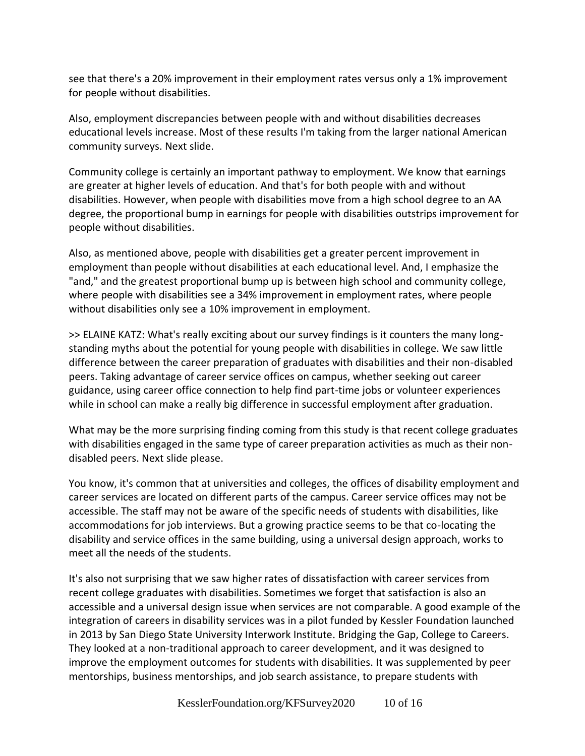see that there's a 20% improvement in their employment rates versus only a 1% improvement for people without disabilities.

Also, employment discrepancies between people with and without disabilities decreases educational levels increase. Most of these results I'm taking from the larger national American community surveys. Next slide.

Community college is certainly an important pathway to employment. We know that earnings are greater at higher levels of education. And that's for both people with and without disabilities. However, when people with disabilities move from a high school degree to an AA degree, the proportional bump in earnings for people with disabilities outstrips improvement for people without disabilities.

Also, as mentioned above, people with disabilities get a greater percent improvement in employment than people without disabilities at each educational level. And, I emphasize the "and," and the greatest proportional bump up is between high school and community college, where people with disabilities see a 34% improvement in employment rates, where people without disabilities only see a 10% improvement in employment.

>> ELAINE KATZ: What's really exciting about our survey findings is it counters the many long-standing myths about the potential for young people with disabilities in college. We saw little difference between the career preparation of graduates with disabilities and their non-disabled peers. Taking advantage of career service offices on campus, whether seeking out career guidance, using career office connection to help find part-time jobs or volunteer experiences while in school can make a really big difference in successful employment after graduation.

What may be the more surprising finding coming from this study is that recent college graduates with disabilities engaged in the same type of career preparation activities as much as their non-disabled peers. Next slide please.

You know, it's common that at universities and colleges, the offices of disability employment and career services are located on different parts of the campus. Career service offices may not be accessible. The staff may not be aware of the specific needs of students with disabilities, like accommodations for job interviews. But a growing practice seems to be that co-locating the disability and service offices in the same building, using a universal design approach, works to meet all the needs of the students.

It's also not surprising that we saw higher rates of dissatisfaction with career services from recent college graduates with disabilities. Sometimes we forget that satisfaction is also an accessible and a universal design issue when services are not comparable. A good example of the integration of careers in disability services was in a pilot funded by Kessler Foundation launched in 2013 by San Diego State University Interwork Institute. Bridging the Gap, College to Careers. They looked at a non-traditional approach to career development, and it was designed to improve the employment outcomes for students with disabilities. It was supplemented by peer mentorships, business mentorships, and job search assistance, to prepare students with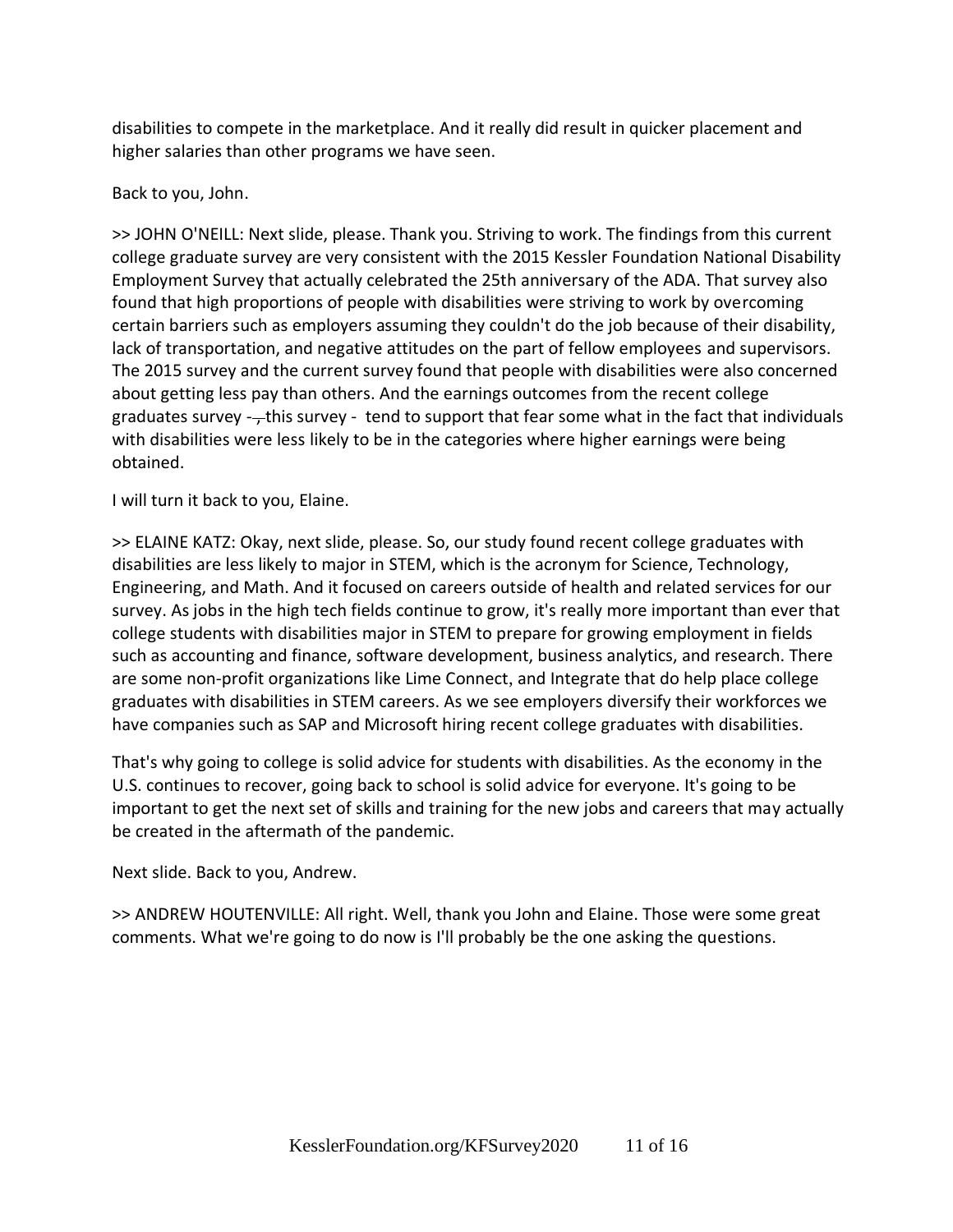disabilities to compete in the marketplace. And it really did result in quicker placement and higher salaries than other programs we have seen.

Back to you, John.

>> JOHN O'NEILL: Next slide, please. Thank you. Striving to work. The findings from this current college graduate survey are very consistent with the 2015 Kessler Foundation National Disability Employment Survey that actually celebrated the 25th anniversary of the ADA. That survey also found that high proportions of people with disabilities were striving to work by overcoming certain barriers such as employers assuming they couldn't do the job because of their disability, lack of transportation, and negative attitudes on the part of fellow employees and supervisors. The 2015 survey and the current survey found that people with disabilities were also concerned about getting less pay than others. And the earnings outcomes from the recent college graduates survey - this survey - tend to support that fear some what in the fact that individuals with disabilities were less likely to be in the categories where higher earnings were being obtained.

I will turn it back to you, Elaine.

>> ELAINE KATZ: Okay, next slide, please. So, our study found recent college graduates with disabilities are less likely to major in STEM, which is the acronym for Science, Technology, Engineering, and Math. And it focused on careers outside of health and related services for our survey. As jobs in the high tech fields continue to grow, it's really more important than ever that college students with disabilities major in STEM to prepare for growing employment in fields such as accounting and finance, software development, business analytics, and research. There are some non-profit organizations like Lime Connect, and Integrate that do help place college graduates with disabilities in STEM careers. As we see employers diversify their workforces we have companies such as SAP and Microsoft hiring recent college graduates with disabilities.

That's why going to college is solid advice for students with disabilities. As the economy in the U.S. continues to recover, going back to school is solid advice for everyone. It's going to be important to get the next set of skills and training for the new jobs and careers that may actually be created in the aftermath of the pandemic.

Next slide. Back to you, Andrew.

>> ANDREW HOUTENVILLE: All right. Well, thank you John and Elaine. Those were some great comments. What we're going to do now is I'll probably be the one asking the questions.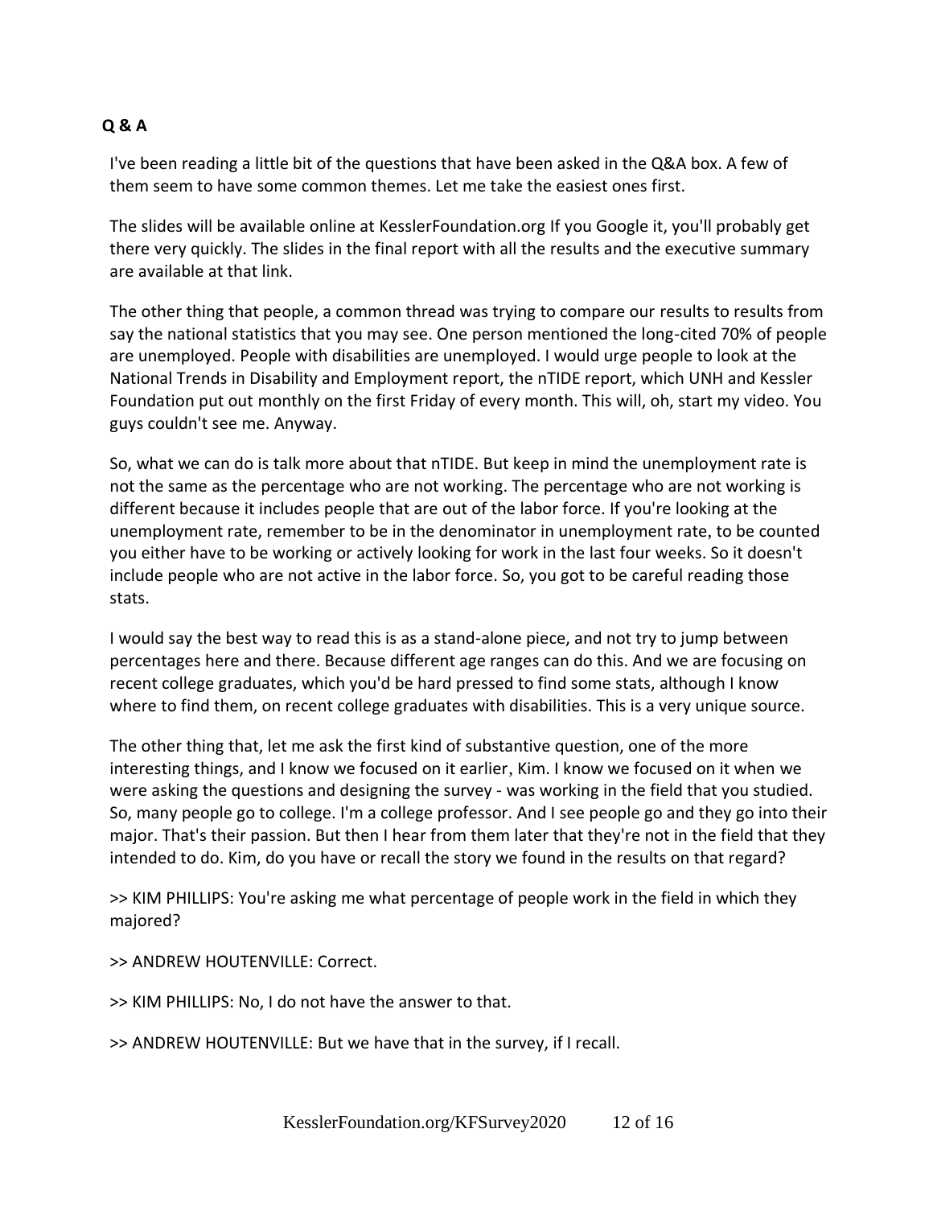**Q & A**

I've been reading a little bit of the questions that have been asked in the Q&A box. A few of them seem to have some common themes. Let me take the easiest ones first.

The slides will be available online at KesslerFoundation.org If you Google it, you'll probably get there very quickly. The slides in the final report with all the results and the executive summary are available at that link.

The other thing that people, a common thread was trying to compare our results to results from say the national statistics that you may see. One person mentioned the long-cited 70% of people are unemployed. People with disabilities are unemployed. I would urge people to look at the National Trends in Disability and Employment report, the nTIDE report, which UNH and Kessler Foundation put out monthly on the first Friday of every month. This will, oh, start my video. You guys couldn't see me. Anyway.

So, what we can do is talk more about that nTIDE. But keep in mind the unemployment rate is not the same as the percentage who are not working. The percentage who are not working is different because it includes people that are out of the labor force. If you're looking at the unemployment rate, remember to be in the denominator in unemployment rate, to be counted you either have to be working or actively looking for work in the last four weeks. So it doesn't include people who are not active in the labor force. So, you got to be careful reading those stats.

I would say the best way to read this is as a stand-alone piece, and not try to jump between percentages here and there. Because different age ranges can do this. And we are focusing on recent college graduates, which you'd be hard pressed to find some stats, although I know where to find them, on recent college graduates with disabilities. This is a very unique source.

The other thing that, let me ask the first kind of substantive question, one of the more interesting things, and I know we focused on it earlier, Kim. I know we focused on it when we were asking the questions and designing the survey - was working in the field that you studied. So, many people go to college. I'm a college professor. And I see people go and they go into their major. That's their passion. But then I hear from them later that they're not in the field that they intended to do. Kim, do you have or recall the story we found in the results on that regard?

>> KIM PHILLIPS: You're asking me what percentage of people work in the field in which they majored?

>> ANDREW HOUTENVILLE: Correct.

>> KIM PHILLIPS: No, I do not have the answer to that.

>> ANDREW HOUTENVILLE: But we have that in the survey, if I recall.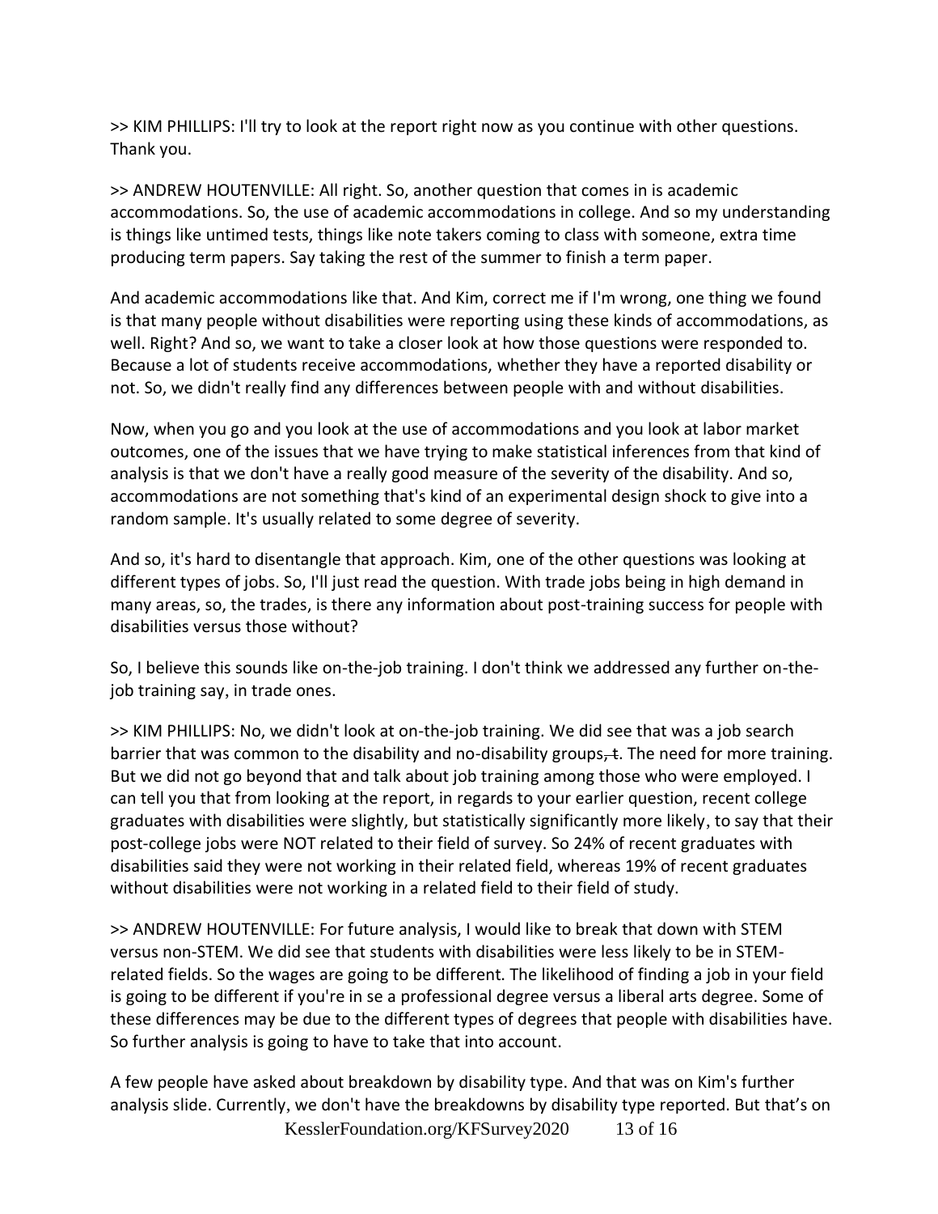>> KIM PHILLIPS: I'll try to look at the report right now as you continue with other questions. Thank you.

>> ANDREW HOUTENVILLE: All right. So, another question that comes in is academic accommodations. So, the use of academic accommodations in college. And so my understanding is things like untimed tests, things like note takers coming to class with someone, extra time producing term papers. Say taking the rest of the summer to finish a term paper.

And academic accommodations like that. And Kim, correct me if I'm wrong, one thing we found is that many people without disabilities were reporting using these kinds of accommodations, as well. Right? And so, we want to take a closer look at how those questions were responded to. Because a lot of students receive accommodations, whether they have a reported disability or not. So, we didn't really find any differences between people with and without disabilities.

Now, when you go and you look at the use of accommodations and you look at labor market outcomes, one of the issues that we have trying to make statistical inferences from that kind of analysis is that we don't have a really good measure of the severity of the disability. And so, accommodations are not something that's kind of an experimental design shock to give into a random sample. It's usually related to some degree of severity.

And so, it's hard to disentangle that approach. Kim, one of the other questions was looking at different types of jobs. So, I'll just read the question. With trade jobs being in high demand in many areas, so, the trades, is there any information about post-training success for people with disabilities versus those without?

So, I believe this sounds like on-the-job training. I don't think we addressed any further on-the-job training say, in trade ones.

>> KIM PHILLIPS: No, we didn't look at on-the-job training. We did see that was a job search barrier that was common to the disability and no-disability groups~~, t~~. The need for more training. But we did not go beyond that and talk about job training among those who were employed. I can tell you that from looking at the report, in regards to your earlier question, recent college graduates with disabilities were slightly, but statistically significantly more likely, to say that their post-college jobs were NOT related to their field of survey. So 24% of recent graduates with disabilities said they were not working in their related field, whereas 19% of recent graduates without disabilities were not working in a related field to their field of study.

>> ANDREW HOUTENVILLE: For future analysis, I would like to break that down with STEM versus non-STEM. We did see that students with disabilities were less likely to be in STEM-related fields. So the wages are going to be different. The likelihood of finding a job in your field is going to be different if you're in se a professional degree versus a liberal arts degree. Some of these differences may be due to the different types of degrees that people with disabilities have. So further analysis is going to have to take that into account.

A few people have asked about breakdown by disability type. And that was on Kim's further analysis slide. Currently, we don't have the breakdowns by disability type reported. But that's on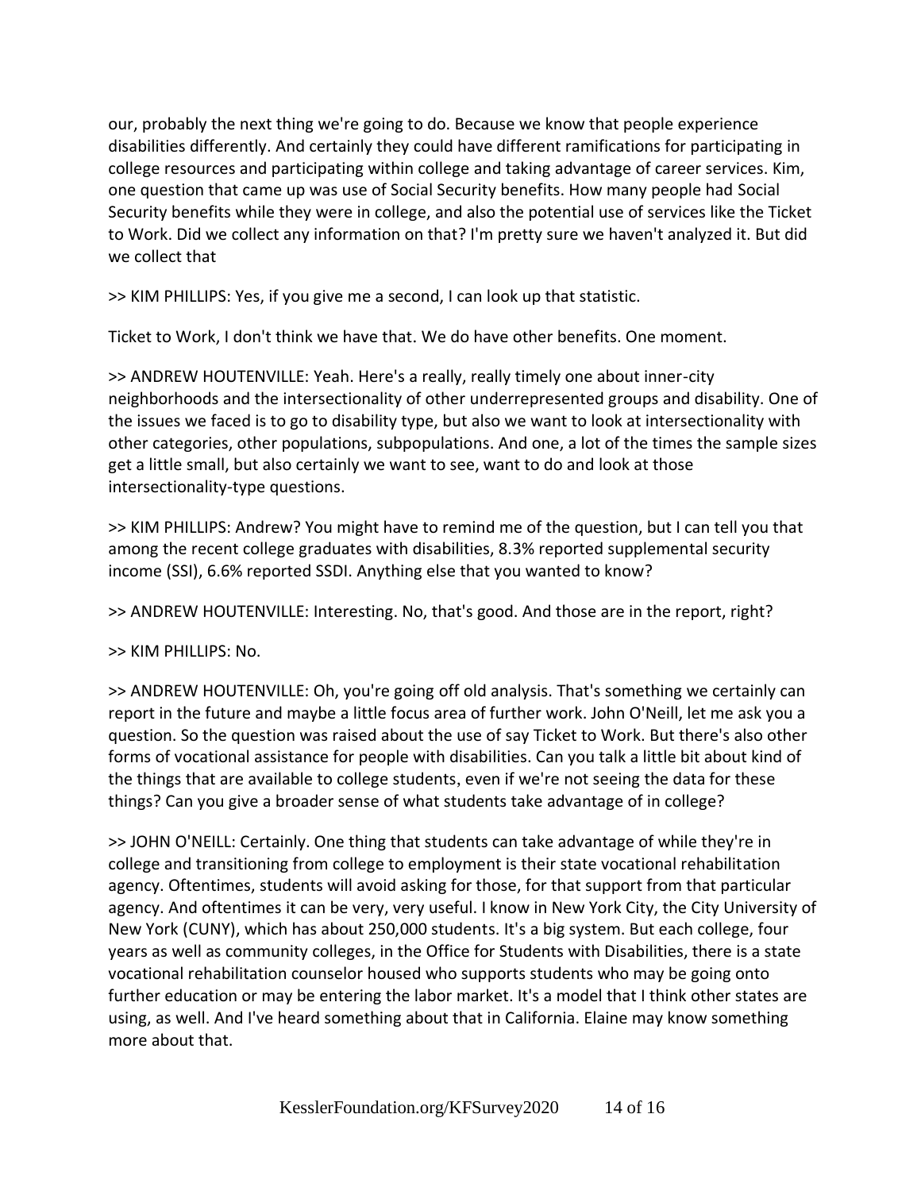our, probably the next thing we're going to do. Because we know that people experience disabilities differently. And certainly they could have different ramifications for participating in college resources and participating within college and taking advantage of career services. Kim, one question that came up was use of Social Security benefits. How many people had Social Security benefits while they were in college, and also the potential use of services like the Ticket to Work. Did we collect any information on that? I'm pretty sure we haven't analyzed it. But did we collect that

>> KIM PHILLIPS: Yes, if you give me a second, I can look up that statistic.

Ticket to Work, I don't think we have that. We do have other benefits. One moment.

>> ANDREW HOUTENVILLE: Yeah. Here's a really, really timely one about inner-city neighborhoods and the intersectionality of other underrepresented groups and disability. One of the issues we faced is to go to disability type, but also we want to look at intersectionality with other categories, other populations, subpopulations. And one, a lot of the times the sample sizes get a little small, but also certainly we want to see, want to do and look at those intersectionality-type questions.

>> KIM PHILLIPS: Andrew? You might have to remind me of the question, but I can tell you that among the recent college graduates with disabilities, 8.3% reported supplemental security income (SSI), 6.6% reported SSDI. Anything else that you wanted to know?

>> ANDREW HOUTENVILLE: Interesting. No, that's good. And those are in the report, right?

>> KIM PHILLIPS: No.

>> ANDREW HOUTENVILLE: Oh, you're going off old analysis. That's something we certainly can report in the future and maybe a little focus area of further work. John O'Neill, let me ask you a question. So the question was raised about the use of say Ticket to Work. But there's also other forms of vocational assistance for people with disabilities. Can you talk a little bit about kind of the things that are available to college students, even if we're not seeing the data for these things? Can you give a broader sense of what students take advantage of in college?

>> JOHN O'NEILL: Certainly. One thing that students can take advantage of while they're in college and transitioning from college to employment is their state vocational rehabilitation agency. Oftentimes, students will avoid asking for those, for that support from that particular agency. And oftentimes it can be very, very useful. I know in New York City, the City University of New York (CUNY), which has about 250,000 students. It's a big system. But each college, four years as well as community colleges, in the Office for Students with Disabilities, there is a state vocational rehabilitation counselor housed who supports students who may be going onto further education or may be entering the labor market. It's a model that I think other states are using, as well. And I've heard something about that in California. Elaine may know something more about that.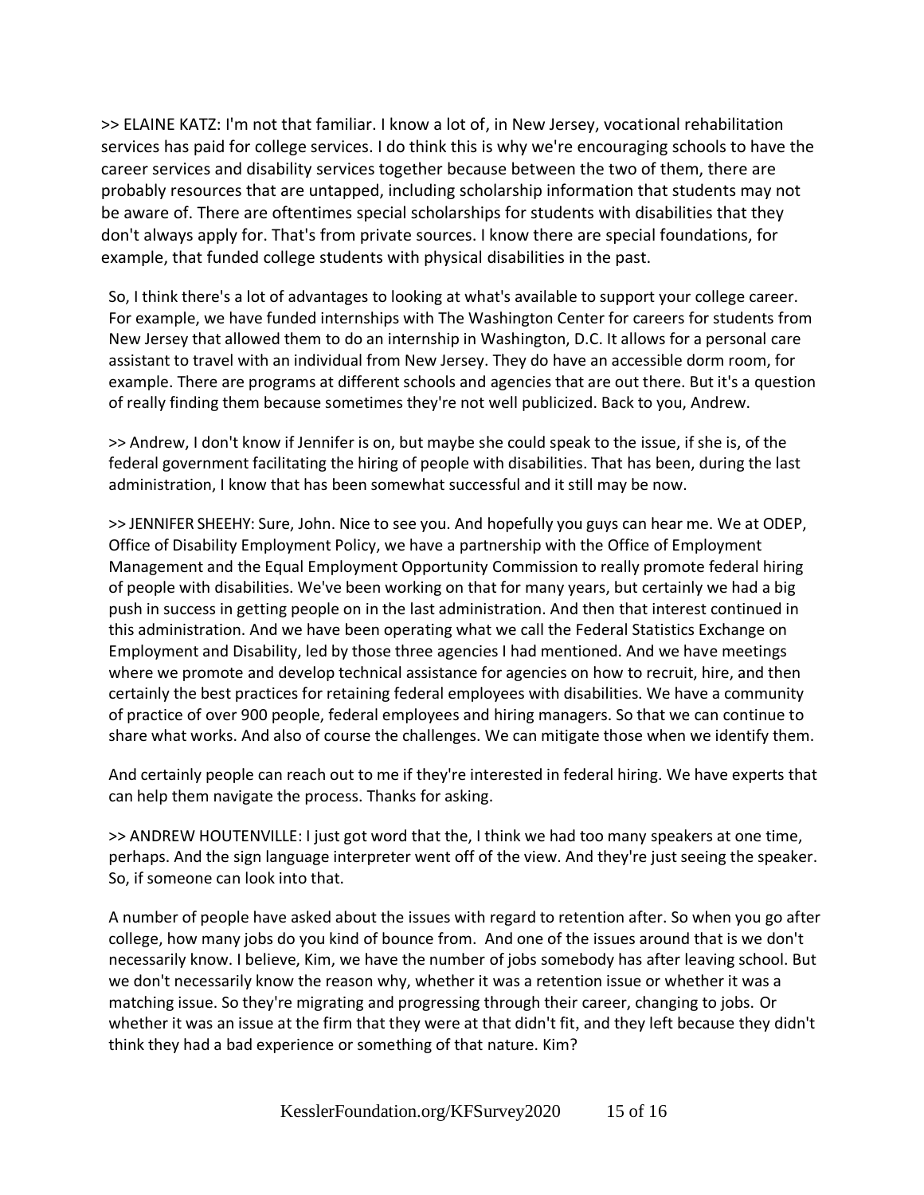>> ELAINE KATZ: I'm not that familiar. I know a lot of, in New Jersey, vocational rehabilitation services has paid for college services. I do think this is why we're encouraging schools to have the career services and disability services together because between the two of them, there are probably resources that are untapped, including scholarship information that students may not be aware of. There are oftentimes special scholarships for students with disabilities that they don't always apply for. That's from private sources. I know there are special foundations, for example, that funded college students with physical disabilities in the past.

So, I think there's a lot of advantages to looking at what's available to support your college career. For example, we have funded internships with The Washington Center for careers for students from New Jersey that allowed them to do an internship in Washington, D.C. It allows for a personal care assistant to travel with an individual from New Jersey. They do have an accessible dorm room, for example. There are programs at different schools and agencies that are out there. But it's a question of really finding them because sometimes they're not well publicized. Back to you, Andrew.

>> Andrew, I don't know if Jennifer is on, but maybe she could speak to the issue, if she is, of the federal government facilitating the hiring of people with disabilities. That has been, during the last administration, I know that has been somewhat successful and it still may be now.

>> JENNIFER SHEEHY: Sure, John. Nice to see you. And hopefully you guys can hear me. We at ODEP, Office of Disability Employment Policy, we have a partnership with the Office of Employment Management and the Equal Employment Opportunity Commission to really promote federal hiring of people with disabilities. We've been working on that for many years, but certainly we had a big push in success in getting people on in the last administration. And then that interest continued in this administration. And we have been operating what we call the Federal Statistics Exchange on Employment and Disability, led by those three agencies I had mentioned. And we have meetings where we promote and develop technical assistance for agencies on how to recruit, hire, and then certainly the best practices for retaining federal employees with disabilities. We have a community of practice of over 900 people, federal employees and hiring managers. So that we can continue to share what works. And also of course the challenges. We can mitigate those when we identify them.

And certainly people can reach out to me if they're interested in federal hiring. We have experts that can help them navigate the process. Thanks for asking.

>> ANDREW HOUTENVILLE: I just got word that the, I think we had too many speakers at one time, perhaps. And the sign language interpreter went off of the view. And they're just seeing the speaker. So, if someone can look into that.

A number of people have asked about the issues with regard to retention after. So when you go after college, how many jobs do you kind of bounce from. And one of the issues around that is we don't necessarily know. I believe, Kim, we have the number of jobs somebody has after leaving school. But we don't necessarily know the reason why, whether it was a retention issue or whether it was a matching issue. So they're migrating and progressing through their career, changing to jobs. Or whether it was an issue at the firm that they were at that didn't fit, and they left because they didn't think they had a bad experience or something of that nature. Kim?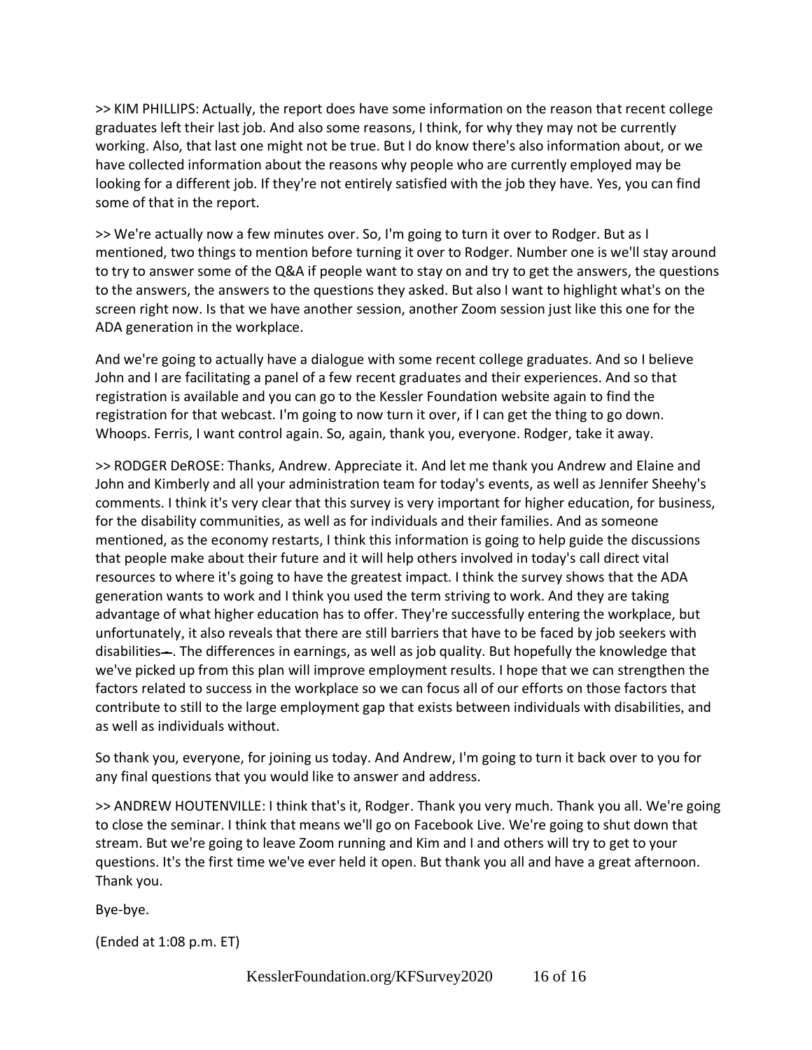>> KIM PHILLIPS: Actually, the report does have some information on the reason that recent college graduates left their last job. And also some reasons, I think, for why they may not be currently working. Also, that last one might not be true. But I do know there's also information about, or we have collected information about the reasons why people who are currently employed may be looking for a different job. If they're not entirely satisfied with the job they have. Yes, you can find some of that in the report.

>> We're actually now a few minutes over. So, I'm going to turn it over to Rodger. But as I mentioned, two things to mention before turning it over to Rodger. Number one is we'll stay around to try to answer some of the Q&A if people want to stay on and try to get the answers, the questions to the answers, the answers to the questions they asked. But also I want to highlight what's on the screen right now. Is that we have another session, another Zoom session just like this one for the ADA generation in the workplace.

And we're going to actually have a dialogue with some recent college graduates. And so I believe John and I are facilitating a panel of a few recent graduates and their experiences. And so that registration is available and you can go to the Kessler Foundation website again to find the registration for that webcast. I'm going to now turn it over, if I can get the thing to go down. Whoops. Ferris, I want control again. So, again, thank you, everyone. Rodger, take it away.

>> RODGER DeROSE: Thanks, Andrew. Appreciate it. And let me thank you Andrew and Elaine and John and Kimberly and all your administration team for today's events, as well as Jennifer Sheehy's comments. I think it's very clear that this survey is very important for higher education, for business, for the disability communities, as well as for individuals and their families. And as someone mentioned, as the economy restarts, I think this information is going to help guide the discussions that people make about their future and it will help others involved in today's call direct vital resources to where it's going to have the greatest impact. I think the survey shows that the ADA generation wants to work and I think you used the term striving to work. And they are taking advantage of what higher education has to offer. They're successfully entering the workplace, but unfortunately, it also reveals that there are still barriers that have to be faced by job seekers with disabilities—. The differences in earnings, as well as job quality. But hopefully the knowledge that we've picked up from this plan will improve employment results. I hope that we can strengthen the factors related to success in the workplace so we can focus all of our efforts on those factors that contribute to still to the large employment gap that exists between individuals with disabilities, and as well as individuals without.

So thank you, everyone, for joining us today. And Andrew, I'm going to turn it back over to you for any final questions that you would like to answer and address.

>> ANDREW HOUTENVILLE: I think that's it, Rodger. Thank you very much. Thank you all. We're going to close the seminar. I think that means we'll go on Facebook Live. We're going to shut down that stream. But we're going to leave Zoom running and Kim and I and others will try to get to your questions. It's the first time we've ever held it open. But thank you all and have a great afternoon. Thank you.

Bye-bye.

(Ended at 1:08 p.m. ET)